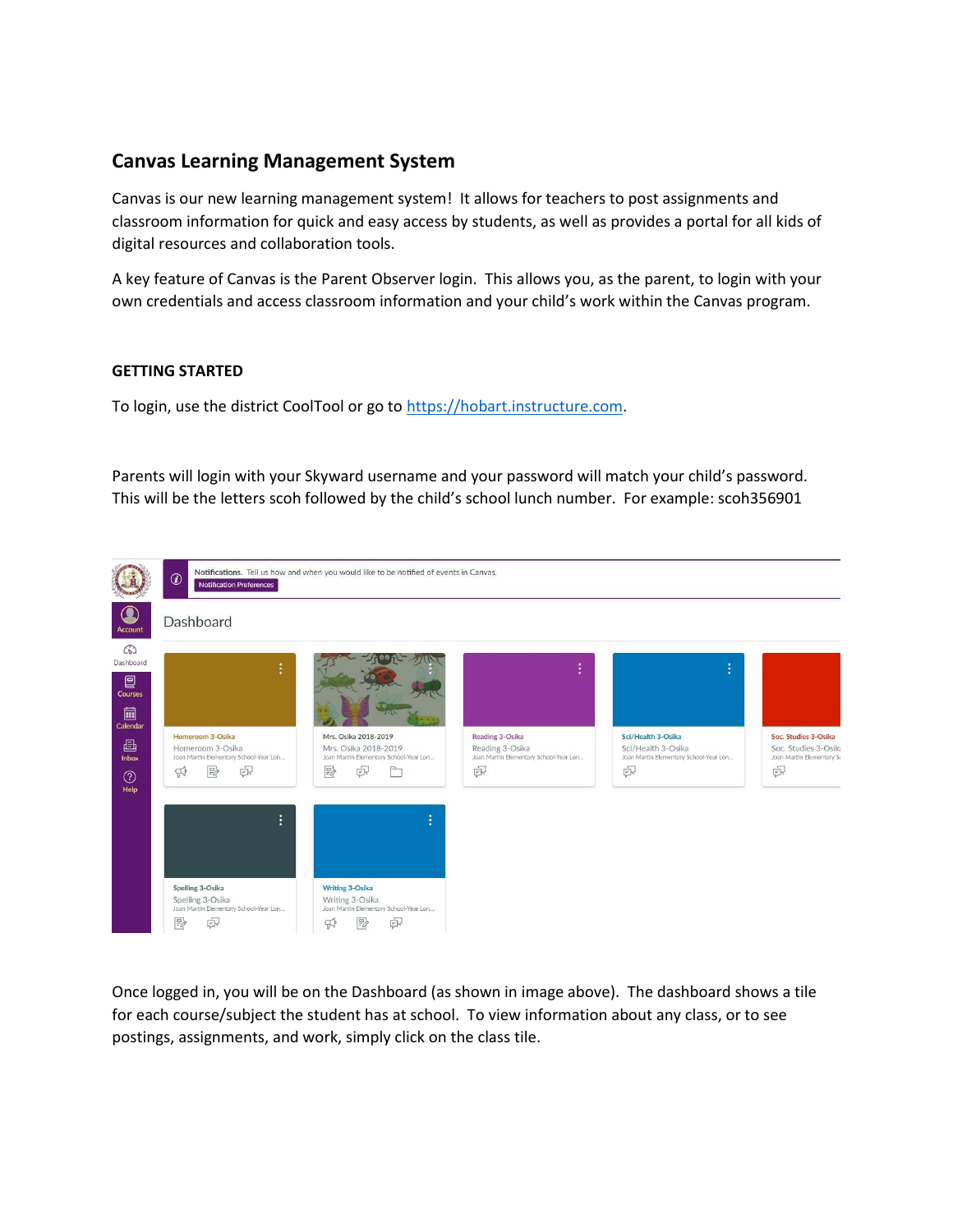## Canvas Learning Management System

Canvas is our new learning management system! It allows for teachers to post assignments and classroom information for quick and easy access by students, as well as provides a portal for all kids of digital resources and collaboration tools.

A key feature of Canvas is the Parent Observer login. This allows you, as the parent, to login with your own credentials and access classroom information and your child's work within the Canvas program.

**GETTING STARTED**

To login, use the district CoolTool or go to https://hobart.instructure.com.

Parents will login with your Skyward username and your password will match your child's password. This will be the letters scoh followed by the child's school lunch number. For example: scoh356901

Once logged in, you will be on the Dashboard (as shown in image above). The dashboard shows a tile for each course/subject the student has at school. To view information about any class, or to see postings, assignments, and work, simply click on the class tile.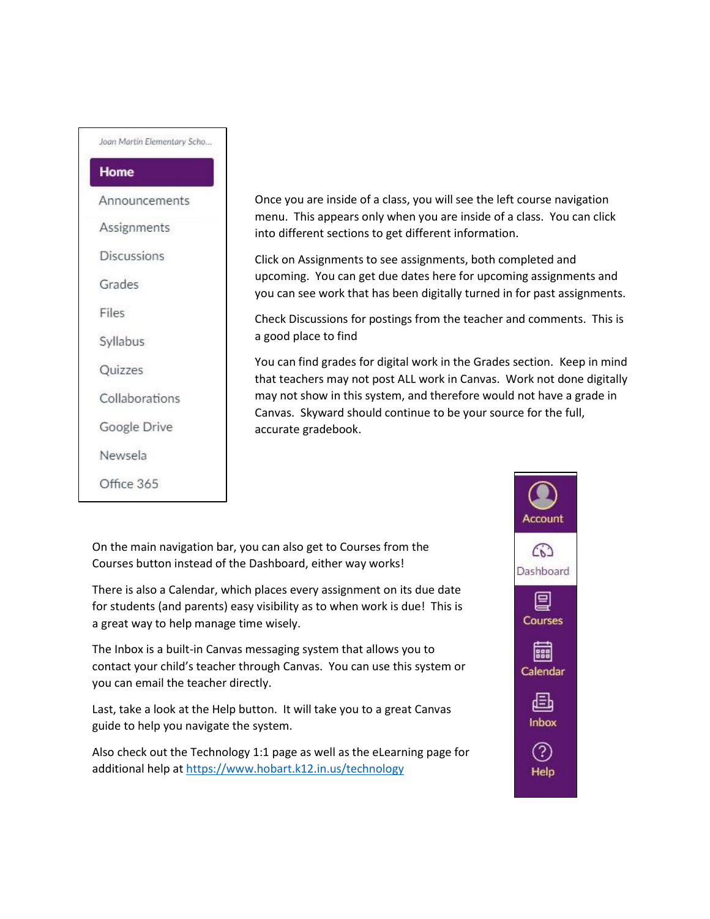Joan Martin Elementary Scho...

Home

Announcements

Assignments

Discussions

Grades

Files

Syllabus

Quizzes

Collaborations

Google Drive

Newsela

Office 365

Once you are inside of a class, you will see the left course navigation menu. This appears only when you are inside of a class. You can click into different sections to get different information.

Click on Assignments to see assignments, both completed and upcoming. You can get due dates here for upcoming assignments and you can see work that has been digitally turned in for past assignments.

Check Discussions for postings from the teacher and comments. This is a good place to find

You can find grades for digital work in the Grades section. Keep in mind that teachers may not post ALL work in Canvas. Work not done digitally may not show in this system, and therefore would not have a grade in Canvas. Skyward should continue to be your source for the full, accurate gradebook.

On the main navigation bar, you can also get to Courses from the Courses button instead of the Dashboard, either way works!

There is also a Calendar, which places every assignment on its due date for students (and parents) easy visibility as to when work is due! This is a great way to help manage time wisely.

The Inbox is a built-in Canvas messaging system that allows you to contact your child's teacher through Canvas. You can use this system or you can email the teacher directly.

Last, take a look at the Help button. It will take you to a great Canvas guide to help you navigate the system.

Also check out the Technology 1:1 page as well as the eLearning page for additional help at https://www.hobart.k12.in.us/technology

Account

Dashboard

Courses

Calendar

Inbox

Help